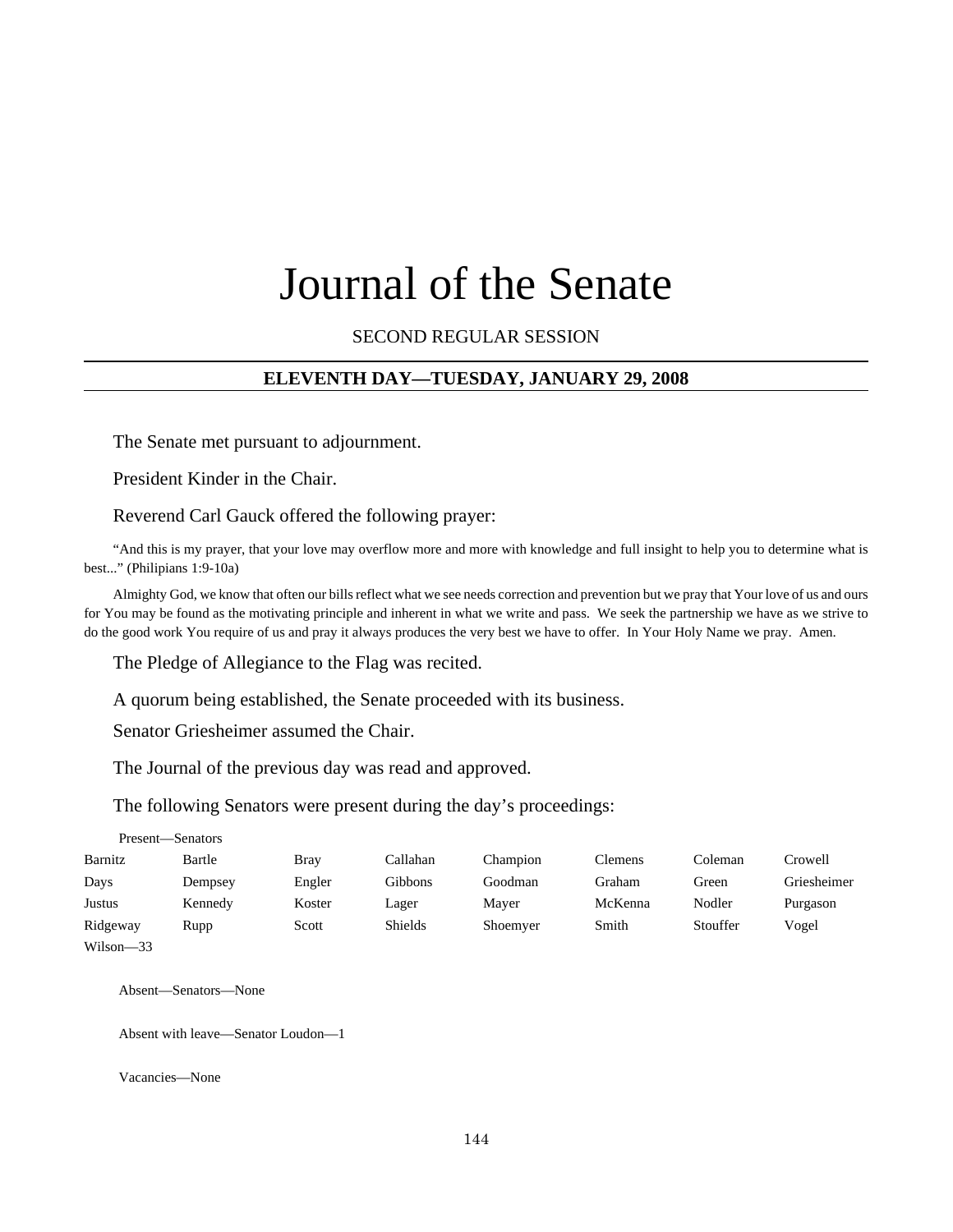# Journal of the Senate

SECOND REGULAR SESSION

## ELEVENTH DAY—TUESDAY, JANUARY 29, 2008

The Senate met pursuant to adjournment.

President Kinder in the Chair.

Reverend Carl Gauck offered the following prayer:

"And this is my prayer, that your love may overflow more and more with knowledge and full insight to help you to determine what is best..." (Philipians 1:9-10a)

Almighty God, we know that often our bills reflect what we see needs correction and prevention but we pray that Your love of us and ours for You may be found as the motivating principle and inherent in what we write and pass. We seek the partnership we have as we strive to do the good work You require of us and pray it always produces the very best we have to offer. In Your Holy Name we pray. Amen.

The Pledge of Allegiance to the Flag was recited.

A quorum being established, the Senate proceeded with its business.

Senator Griesheimer assumed the Chair.

The Journal of the previous day was read and approved.

The following Senators were present during the day's proceedings:

Present—Senators

| | | | | | | | |
|---|---|---|---|---|---|---|---|
| Barnitz | Bartle | Bray | Callahan | Champion | Clemens | Coleman | Crowell |
| Days | Dempsey | Engler | Gibbons | Goodman | Graham | Green | Griesheimer |
| Justus | Kennedy | Koster | Lager | Mayer | McKenna | Nodler | Purgason |
| Ridgeway | Rupp | Scott | Shields | Shoemyer | Smith | Stouffer | Vogel |
| Wilson—33 | | | | | | | |

Absent—Senators—None

Absent with leave—Senator Loudon—1

Vacancies—None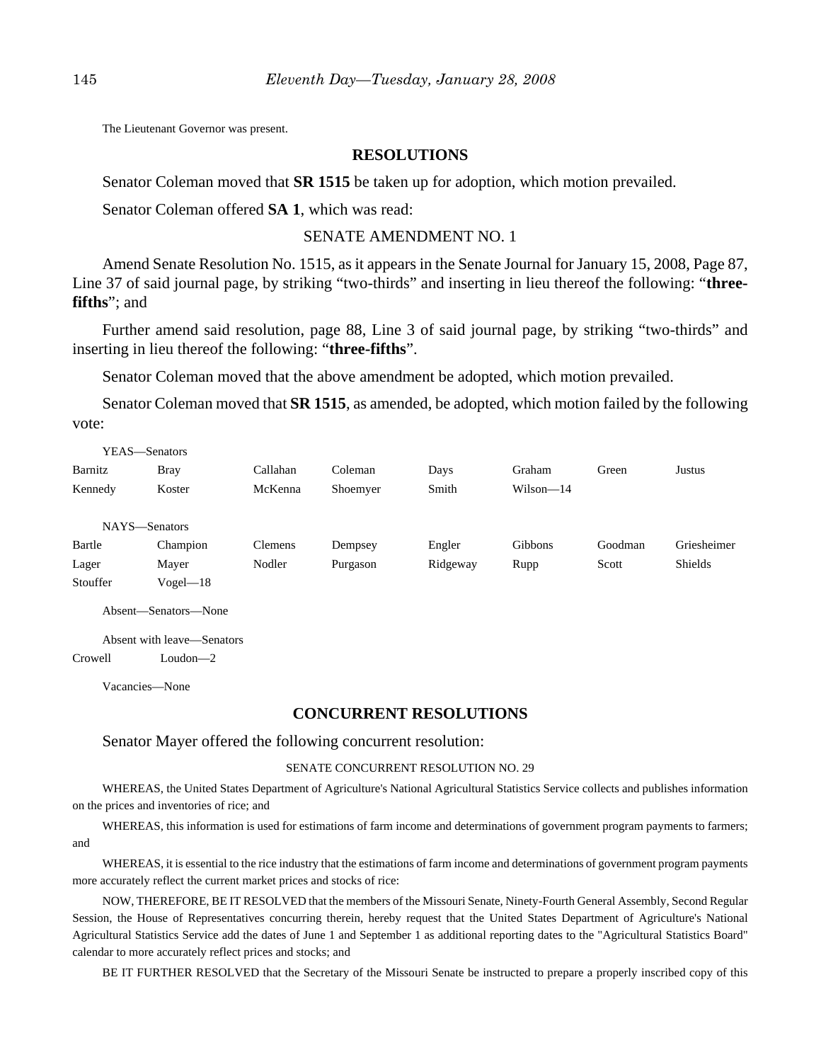The Lieutenant Governor was present.

## RESOLUTIONS

Senator Coleman moved that **SR 1515** be taken up for adoption, which motion prevailed.

Senator Coleman offered **SA 1**, which was read:

SENATE AMENDMENT NO. 1

Amend Senate Resolution No. 1515, as it appears in the Senate Journal for January 15, 2008, Page 87, Line 37 of said journal page, by striking "two-thirds" and inserting in lieu thereof the following: "**three-fifths**"; and

Further amend said resolution, page 88, Line 3 of said journal page, by striking "two-thirds" and inserting in lieu thereof the following: "**three-fifths**".

Senator Coleman moved that the above amendment be adopted, which motion prevailed.

Senator Coleman moved that **SR 1515**, as amended, be adopted, which motion failed by the following vote:

YEAS—Senators

| | | | | | | | |
|---|---|---|---|---|---|---|---|
| Barnitz | Bray | Callahan | Coleman | Days | Graham | Green | Justus |
| Kennedy | Koster | McKenna | Shoemyer | Smith | Wilson—14 | | |

NAYS—Senators

| | | | | | | | |
|---|---|---|---|---|---|---|---|
| Bartle | Champion | Clemens | Dempsey | Engler | Gibbons | Goodman | Griesheimer |
| Lager | Mayer | Nodler | Purgason | Ridgeway | Rupp | Scott | Shields |
| Stouffer | Vogel—18 | | | | | | |

Absent—Senators—None

Absent with leave—Senators

| | |
|---|---|
| Crowell | Loudon—2 |

Vacancies—None

## CONCURRENT RESOLUTIONS

Senator Mayer offered the following concurrent resolution:

SENATE CONCURRENT RESOLUTION NO. 29

WHEREAS, the United States Department of Agriculture's National Agricultural Statistics Service collects and publishes information on the prices and inventories of rice; and

WHEREAS, this information is used for estimations of farm income and determinations of government program payments to farmers; and

WHEREAS, it is essential to the rice industry that the estimations of farm income and determinations of government program payments more accurately reflect the current market prices and stocks of rice:

NOW, THEREFORE, BE IT RESOLVED that the members of the Missouri Senate, Ninety-Fourth General Assembly, Second Regular Session, the House of Representatives concurring therein, hereby request that the United States Department of Agriculture's National Agricultural Statistics Service add the dates of June 1 and September 1 as additional reporting dates to the "Agricultural Statistics Board" calendar to more accurately reflect prices and stocks; and

BE IT FURTHER RESOLVED that the Secretary of the Missouri Senate be instructed to prepare a properly inscribed copy of this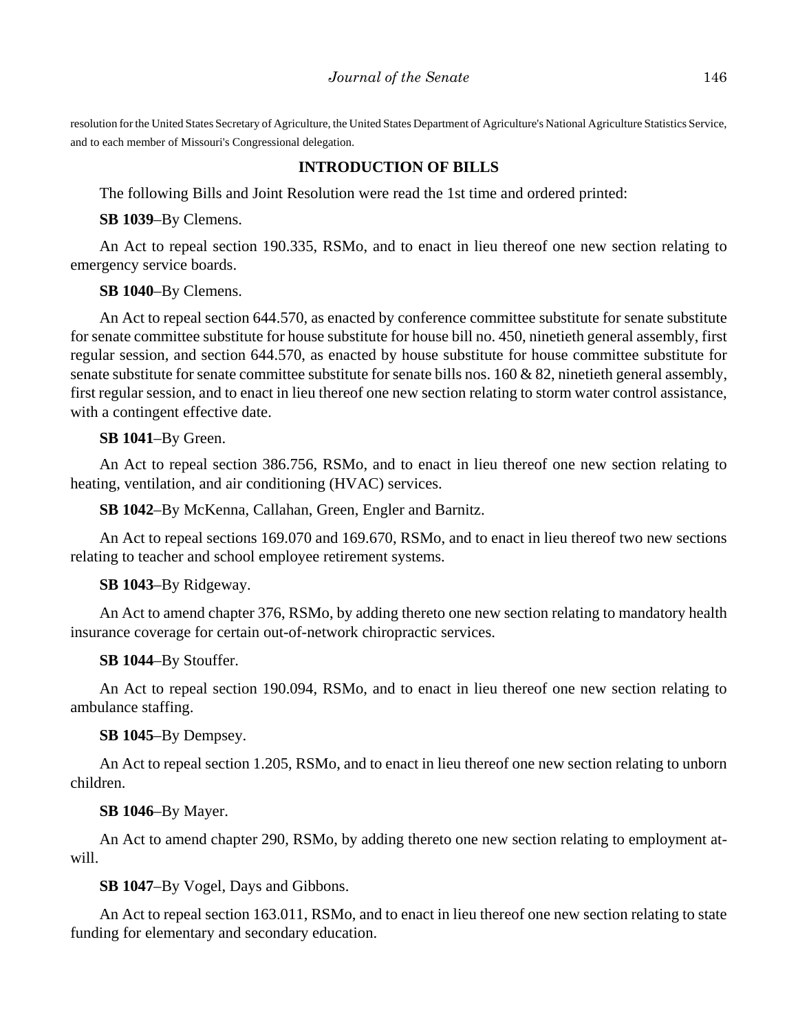resolution for the United States Secretary of Agriculture, the United States Department of Agriculture's National Agriculture Statistics Service, and to each member of Missouri's Congressional delegation.

## INTRODUCTION OF BILLS

The following Bills and Joint Resolution were read the 1st time and ordered printed:

**SB 1039**–By Clemens.

An Act to repeal section 190.335, RSMo, and to enact in lieu thereof one new section relating to emergency service boards.

**SB 1040**–By Clemens.

An Act to repeal section 644.570, as enacted by conference committee substitute for senate substitute for senate committee substitute for house substitute for house bill no. 450, ninetieth general assembly, first regular session, and section 644.570, as enacted by house substitute for house committee substitute for senate substitute for senate committee substitute for senate bills nos. 160 & 82, ninetieth general assembly, first regular session, and to enact in lieu thereof one new section relating to storm water control assistance, with a contingent effective date.

**SB 1041**–By Green.

An Act to repeal section 386.756, RSMo, and to enact in lieu thereof one new section relating to heating, ventilation, and air conditioning (HVAC) services.

**SB 1042**–By McKenna, Callahan, Green, Engler and Barnitz.

An Act to repeal sections 169.070 and 169.670, RSMo, and to enact in lieu thereof two new sections relating to teacher and school employee retirement systems.

**SB 1043**–By Ridgeway.

An Act to amend chapter 376, RSMo, by adding thereto one new section relating to mandatory health insurance coverage for certain out-of-network chiropractic services.

**SB 1044**–By Stouffer.

An Act to repeal section 190.094, RSMo, and to enact in lieu thereof one new section relating to ambulance staffing.

**SB 1045**–By Dempsey.

An Act to repeal section 1.205, RSMo, and to enact in lieu thereof one new section relating to unborn children.

**SB 1046**–By Mayer.

An Act to amend chapter 290, RSMo, by adding thereto one new section relating to employment at-will.

**SB 1047**–By Vogel, Days and Gibbons.

An Act to repeal section 163.011, RSMo, and to enact in lieu thereof one new section relating to state funding for elementary and secondary education.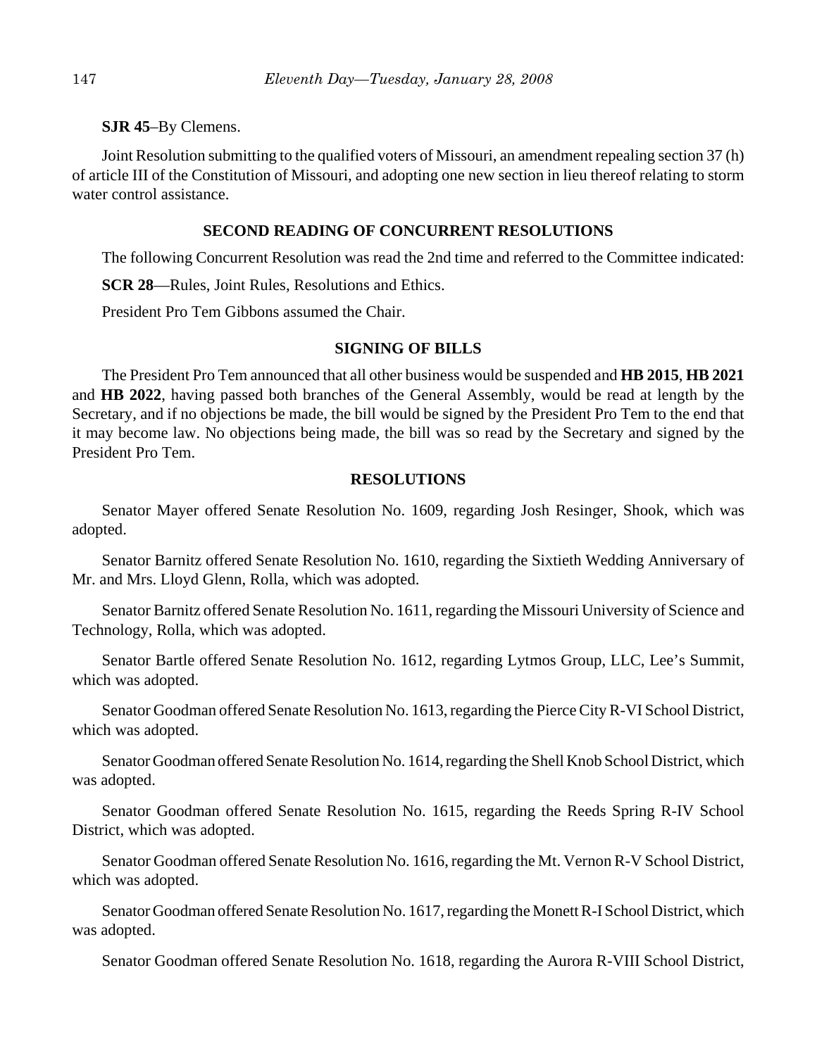**SJR 45**–By Clemens.

Joint Resolution submitting to the qualified voters of Missouri, an amendment repealing section 37 (h) of article III of the Constitution of Missouri, and adopting one new section in lieu thereof relating to storm water control assistance.

## SECOND READING OF CONCURRENT RESOLUTIONS

The following Concurrent Resolution was read the 2nd time and referred to the Committee indicated:

**SCR 28**—Rules, Joint Rules, Resolutions and Ethics.

President Pro Tem Gibbons assumed the Chair.

## SIGNING OF BILLS

The President Pro Tem announced that all other business would be suspended and **HB 2015**, **HB 2021** and **HB 2022**, having passed both branches of the General Assembly, would be read at length by the Secretary, and if no objections be made, the bill would be signed by the President Pro Tem to the end that it may become law. No objections being made, the bill was so read by the Secretary and signed by the President Pro Tem.

## RESOLUTIONS

Senator Mayer offered Senate Resolution No. 1609, regarding Josh Resinger, Shook, which was adopted.

Senator Barnitz offered Senate Resolution No. 1610, regarding the Sixtieth Wedding Anniversary of Mr. and Mrs. Lloyd Glenn, Rolla, which was adopted.

Senator Barnitz offered Senate Resolution No. 1611, regarding the Missouri University of Science and Technology, Rolla, which was adopted.

Senator Bartle offered Senate Resolution No. 1612, regarding Lytmos Group, LLC, Lee's Summit, which was adopted.

Senator Goodman offered Senate Resolution No. 1613, regarding the Pierce City R-VI School District, which was adopted.

Senator Goodman offered Senate Resolution No. 1614, regarding the Shell Knob School District, which was adopted.

Senator Goodman offered Senate Resolution No. 1615, regarding the Reeds Spring R-IV School District, which was adopted.

Senator Goodman offered Senate Resolution No. 1616, regarding the Mt. Vernon R-V School District, which was adopted.

Senator Goodman offered Senate Resolution No. 1617, regarding the Monett R-I School District, which was adopted.

Senator Goodman offered Senate Resolution No. 1618, regarding the Aurora R-VIII School District,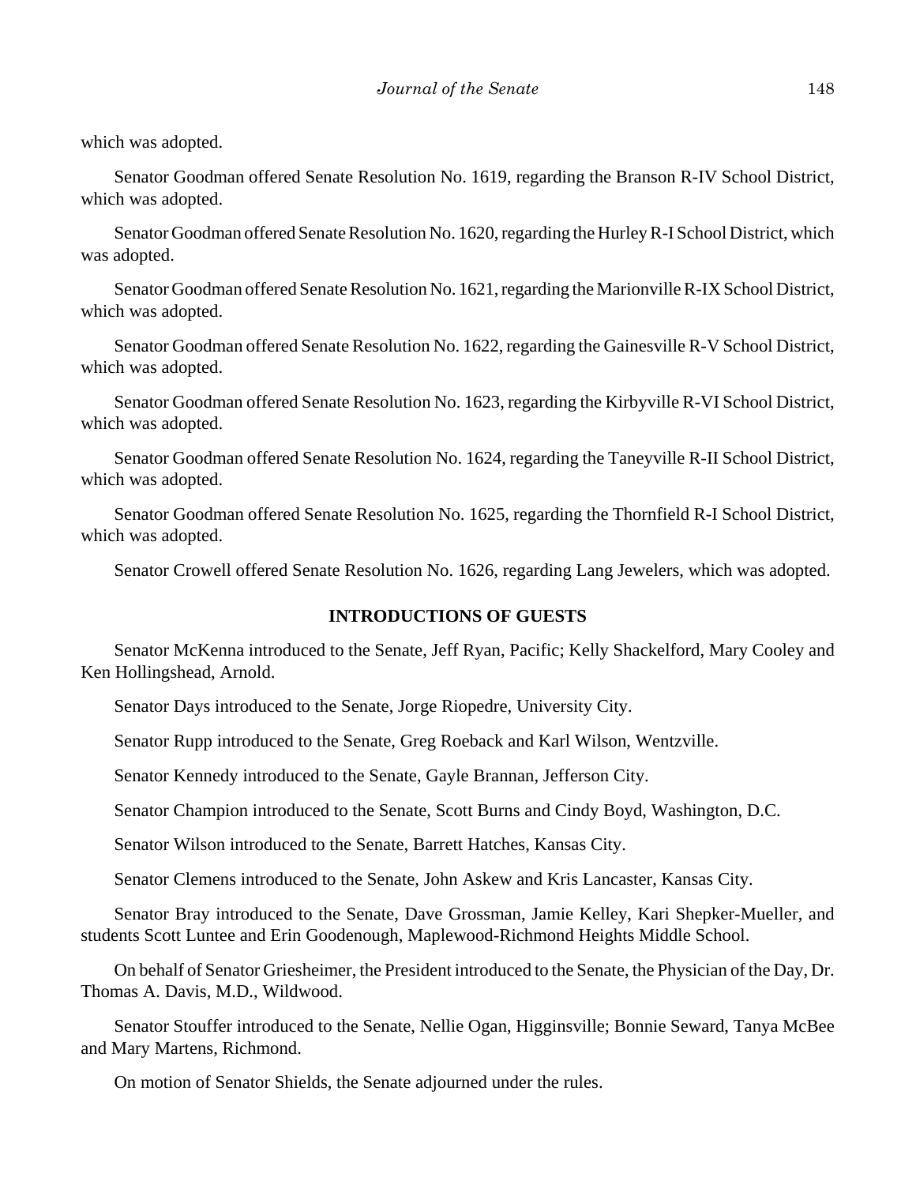which was adopted.

Senator Goodman offered Senate Resolution No. 1619, regarding the Branson R-IV School District, which was adopted.

Senator Goodman offered Senate Resolution No. 1620, regarding the Hurley R-I School District, which was adopted.

Senator Goodman offered Senate Resolution No. 1621, regarding the Marionville R-IX School District, which was adopted.

Senator Goodman offered Senate Resolution No. 1622, regarding the Gainesville R-V School District, which was adopted.

Senator Goodman offered Senate Resolution No. 1623, regarding the Kirbyville R-VI School District, which was adopted.

Senator Goodman offered Senate Resolution No. 1624, regarding the Taneyville R-II School District, which was adopted.

Senator Goodman offered Senate Resolution No. 1625, regarding the Thornfield R-I School District, which was adopted.

Senator Crowell offered Senate Resolution No. 1626, regarding Lang Jewelers, which was adopted.

**INTRODUCTIONS OF GUESTS**

Senator McKenna introduced to the Senate, Jeff Ryan, Pacific; Kelly Shackelford, Mary Cooley and Ken Hollingshead, Arnold.

Senator Days introduced to the Senate, Jorge Riopedre, University City.

Senator Rupp introduced to the Senate, Greg Roeback and Karl Wilson, Wentzville.

Senator Kennedy introduced to the Senate, Gayle Brannan, Jefferson City.

Senator Champion introduced to the Senate, Scott Burns and Cindy Boyd, Washington, D.C.

Senator Wilson introduced to the Senate, Barrett Hatches, Kansas City.

Senator Clemens introduced to the Senate, John Askew and Kris Lancaster, Kansas City.

Senator Bray introduced to the Senate, Dave Grossman, Jamie Kelley, Kari Shepker-Mueller, and students Scott Luntee and Erin Goodenough, Maplewood-Richmond Heights Middle School.

On behalf of Senator Griesheimer, the President introduced to the Senate, the Physician of the Day, Dr. Thomas A. Davis, M.D., Wildwood.

Senator Stouffer introduced to the Senate, Nellie Ogan, Higginsville; Bonnie Seward, Tanya McBee and Mary Martens, Richmond.

On motion of Senator Shields, the Senate adjourned under the rules.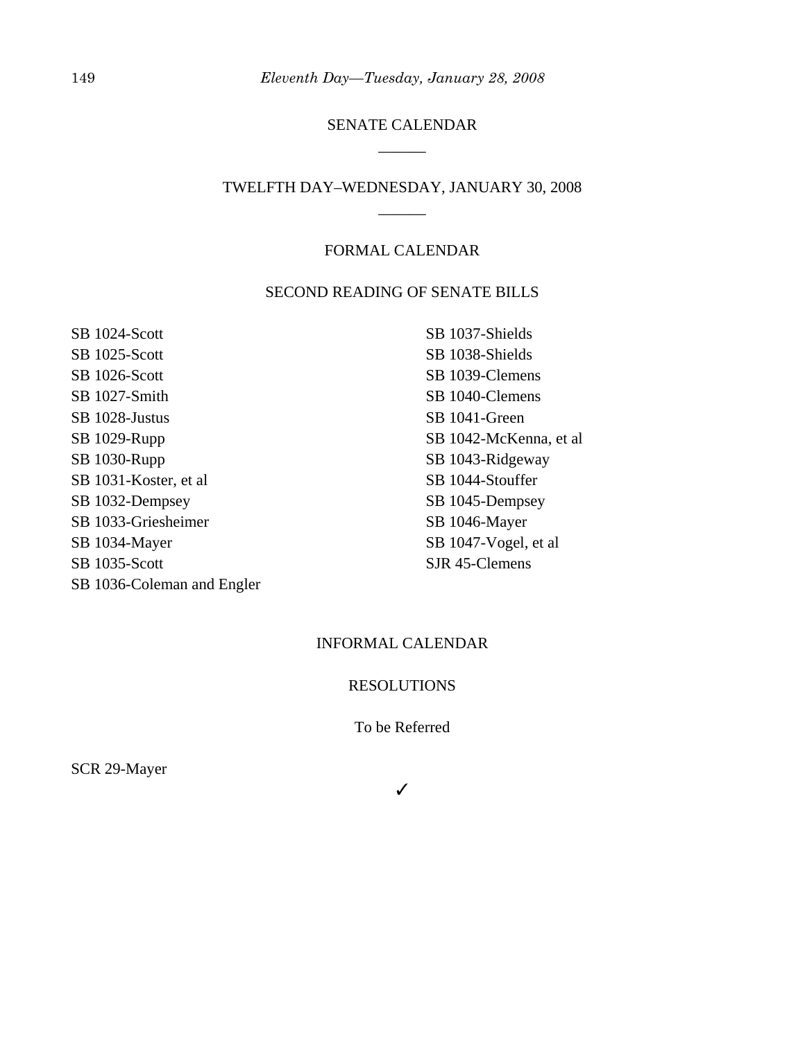## SENATE CALENDAR

______

## TWELFTH DAY–WEDNESDAY, JANUARY 30, 2008

______

### FORMAL CALENDAR

### SECOND READING OF SENATE BILLS

SB 1024-Scott
SB 1025-Scott
SB 1026-Scott
SB 1027-Smith
SB 1028-Justus
SB 1029-Rupp
SB 1030-Rupp
SB 1031-Koster, et al
SB 1032-Dempsey
SB 1033-Griesheimer
SB 1034-Mayer
SB 1035-Scott
SB 1036-Coleman and Engler
SB 1037-Shields
SB 1038-Shields
SB 1039-Clemens
SB 1040-Clemens
SB 1041-Green
SB 1042-McKenna, et al
SB 1043-Ridgeway
SB 1044-Stouffer
SB 1045-Dempsey
SB 1046-Mayer
SB 1047-Vogel, et al
SJR 45-Clemens

### INFORMAL CALENDAR

### RESOLUTIONS

To be Referred

SCR 29-Mayer

✓